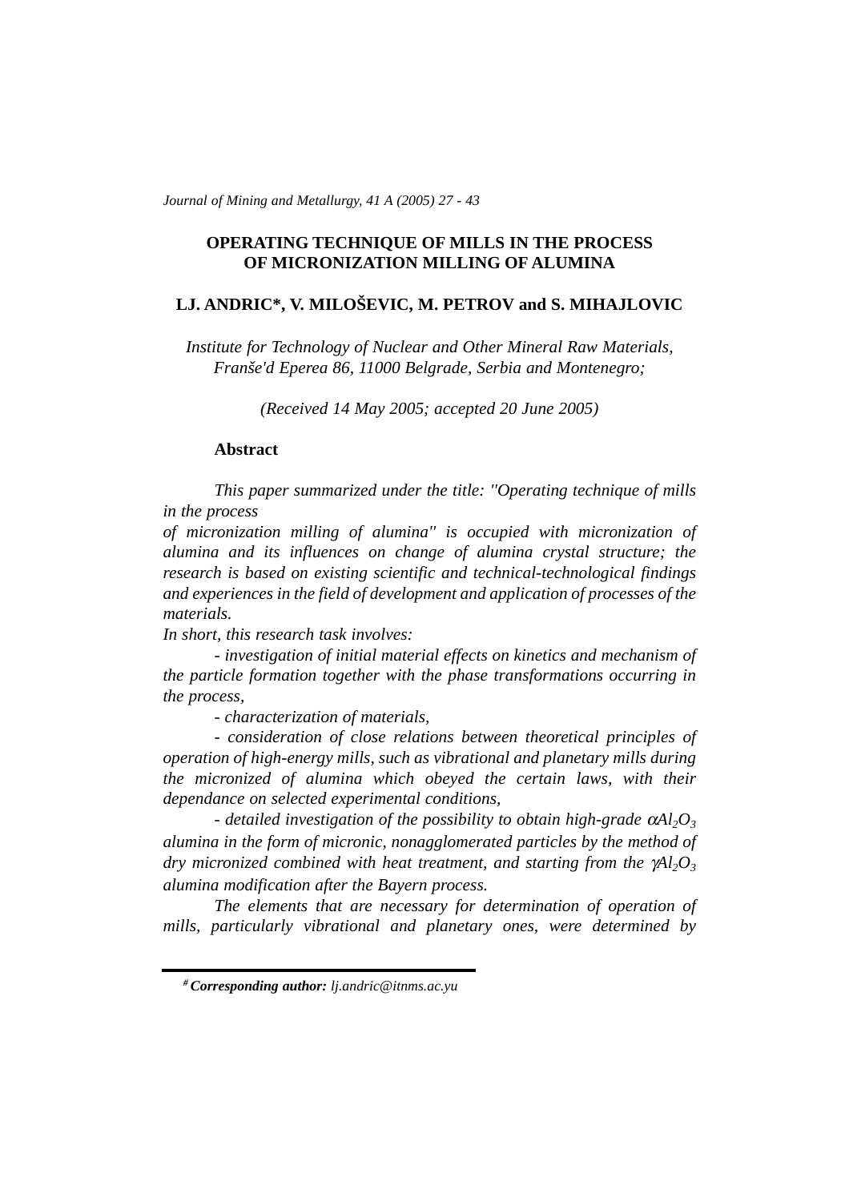# OPERATING TECHNIQUE OF MILLS IN THE PROCESS OF MICRONIZATION MILLING OF ALUMINA

**LJ. ANDRIC\*, V. MILOŠEVIC, M. PETROV and S. MIHAJLOVIC**

*Institute for Technology of Nuclear and Other Mineral Raw Materials, Franše'd Eperea 86, 11000 Belgrade, Serbia and Montenegro;*

*(Received 14 May 2005; accepted 20 June 2005)*

## Abstract

*This paper summarized under the title: "Operating technique of mills in the process of micronization milling of alumina" is occupied with micronization of alumina and its influences on change of alumina crystal structure; the research is based on existing scientific and technical-technological findings and experiences in the field of development and application of processes of the materials.*

*In short, this research task involves:*

*- investigation of initial material effects on kinetics and mechanism of the particle formation together with the phase transformations occurring in the process,*

*- characterization of materials,*

*- consideration of close relations between theoretical principles of operation of high-energy mills, such as vibrational and planetary mills during the micronized of alumina which obeyed the certain laws, with their dependance on selected experimental conditions,*

*- detailed investigation of the possibility to obtain high-grade $\alpha Al_2O_3$ alumina in the form of micronic, nonagglomerated particles by the method of dry micronized combined with heat treatment, and starting from the $\gamma Al_2O_3$ alumina modification after the Bayern process.*

*The elements that are necessary for determination of operation of mills, particularly vibrational and planetary ones, were determined by*

---

[#] ***Corresponding author:*** *lj.andric@itnms.ac.yu*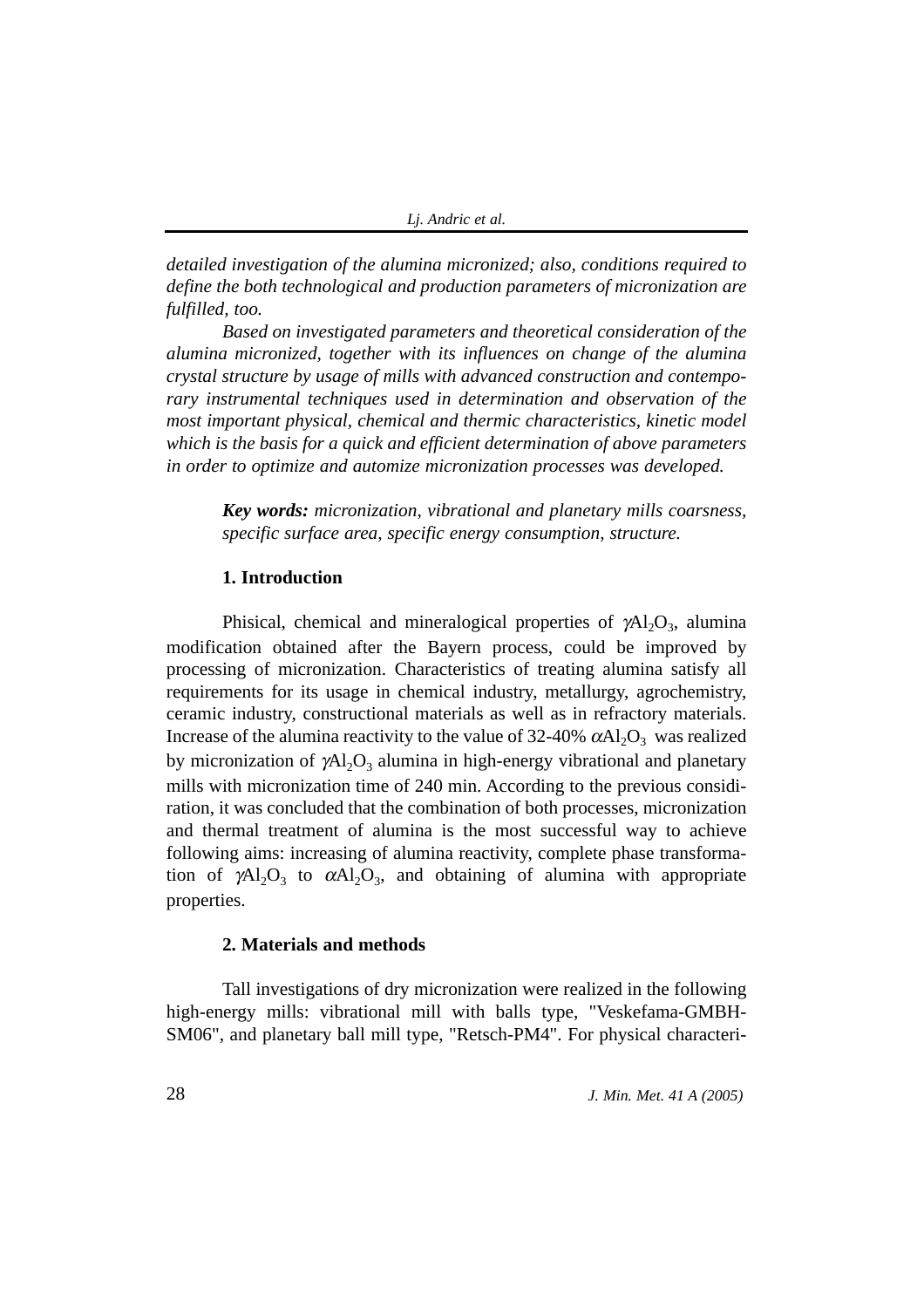*detailed investigation of the alumina micronized; also, conditions required to define the both technological and production parameters of micronization are fulfilled, too.*

*Based on investigated parameters and theoretical consideration of the alumina micronized, together with its influences on change of the alumina crystal structure by usage of mills with advanced construction and contemporary instrumental techniques used in determination and observation of the most important physical, chemical and thermic characteristics, kinetic model which is the basis for a quick and efficient determination of above parameters in order to optimize and automize micronization processes was developed.*

***Key words:*** *micronization, vibrational and planetary mills coarsness, specific surface area, specific energy consumption, structure.*

## 1. Introduction

Phisical, chemical and mineralogical properties of $\gamma Al_2O_3$, alumina modification obtained after the Bayern process, could be improved by processing of micronization. Characteristics of treating alumina satisfy all requirements for its usage in chemical industry, metallurgy, agrochemistry, ceramic industry, constructional materials as well as in refractory materials. Increase of the alumina reactivity to the value of 32-40% $\alpha Al_2O_3$ was realized by micronization of $\gamma Al_2O_3$ alumina in high-energy vibrational and planetary mills with micronization time of 240 min. According to the previous considiration, it was concluded that the combination of both processes, micronization and thermal treatment of alumina is the most successful way to achieve following aims: increasing of alumina reactivity, complete phase transformation of $\gamma Al_2O_3$ to $\alpha Al_2O_3$, and obtaining of alumina with appropriate properties.

## 2. Materials and methods

Tall investigations of dry micronization were realized in the following high-energy mills: vibrational mill with balls type, "Veskefama-GMBH-SM06", and planetary ball mill type, "Retsch-PM4". For physical characteri-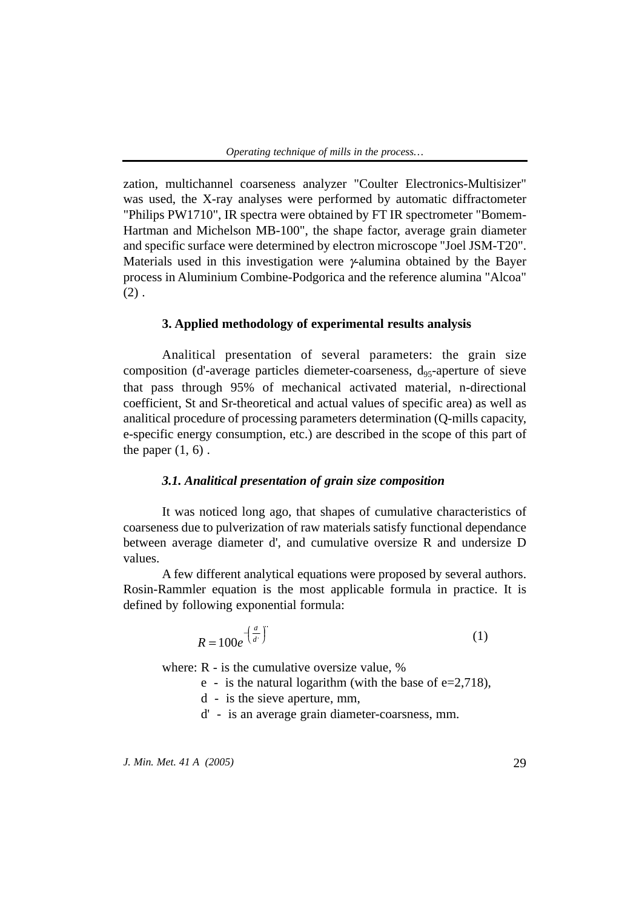zation, multichannel coarseness analyzer "Coulter Electronics-Multisizer" was used, the X-ray analyses were performed by automatic diffractometer "Philips PW1710", IR spectra were obtained by FT IR spectrometer "Bomem-Hartman and Michelson MB-100", the shape factor, average grain diameter and specific surface were determined by electron microscope "Joel JSM-T20". Materials used in this investigation were $\gamma$-alumina obtained by the Bayer process in Aluminium Combine-Podgorica and the reference alumina "Alcoa" (2) .

### 3. Applied methodology of experimental results analysis

Analitical presentation of several parameters: the grain size composition (d'-average particles diemeter-coarseness, $d_{95}$-aperture of sieve that pass through 95% of mechanical activated material, n-directional coefficient, St and Sr-theoretical and actual values of specific area) as well as analitical procedure of processing parameters determination (Q-mills capacity, e-specific energy consumption, etc.) are described in the scope of this part of the paper (1, 6) .

#### *3.1. Analitical presentation of grain size composition*

It was noticed long ago, that shapes of cumulative characteristics of coarseness due to pulverization of raw materials satisfy functional dependance between average diameter d', and cumulative oversize R and undersize D values.

A few different analytical equations were proposed by several authors. Rosin-Rammler equation is the most applicable formula in practice. It is defined by following exponential formula:

$$R = 100e^{-\left(\frac{d}{d'}\right)^{n}} \tag{1}$$

where: R - is the cumulative oversize value, %

e - is the natural logarithm (with the base of e=2,718),

d - is the sieve aperture, mm,

d' - is an average grain diameter-coarsness, mm.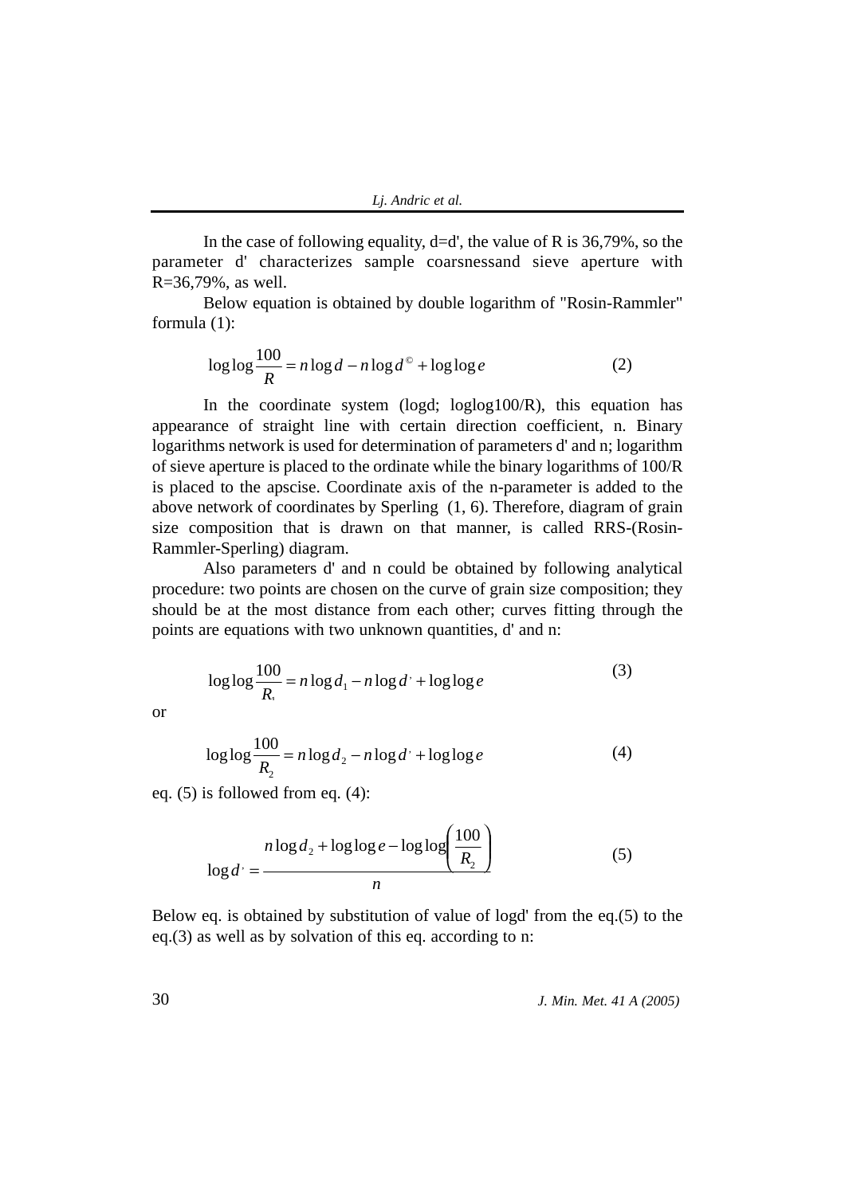In the case of following equality, d=d', the value of R is 36,79%, so the parameter d' characterizes sample coarsnessand sieve aperture with R=36,79%, as well.

Below equation is obtained by double logarithm of "Rosin-Rammler" formula (1):

$$\log\log\frac{100}{R} = n\log d - n\log d^{©} + \log\log e \tag{2}$$

In the coordinate system (logd; loglog100/R), this equation has appearance of straight line with certain direction coefficient, n. Binary logarithms network is used for determination of parameters d' and n; logarithm of sieve aperture is placed to the ordinate while the binary logarithms of 100/R is placed to the apscise. Coordinate axis of the n-parameter is added to the above network of coordinates by Sperling (1, 6). Therefore, diagram of grain size composition that is drawn on that manner, is called RRS-(Rosin-Rammler-Sperling) diagram.

Also parameters d' and n could be obtained by following analytical procedure: two points are chosen on the curve of grain size composition; they should be at the most distance from each other; curves fitting through the points are equations with two unknown quantities, d' and n:

$$\log\log\frac{100}{R_1} = n\log d_1 - n\log d' + \log\log e \tag{3}$$

or

$$\log\log\frac{100}{R_2} = n\log d_2 - n\log d' + \log\log e \tag{4}$$

eq. (5) is followed from eq. (4):

$$\log d' = \frac{n\log d_2 + \log\log e - \log\log\left(\dfrac{100}{R_2}\right)}{n} \tag{5}$$

Below eq. is obtained by substitution of value of logd' from the eq.(5) to the eq.(3) as well as by solvation of this eq. according to n: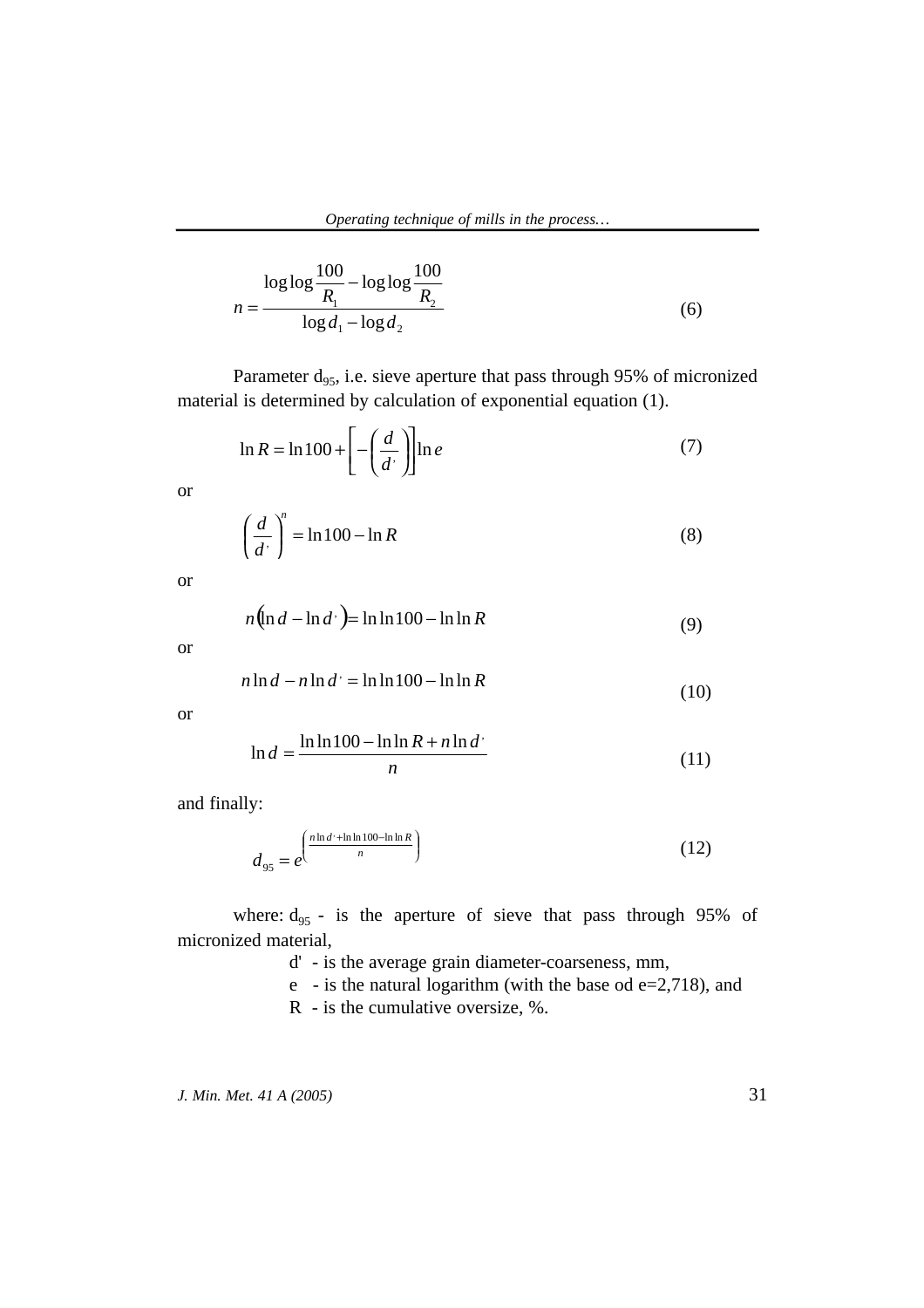$$n = \frac{\log\log\frac{100}{R_1} - \log\log\frac{100}{R_2}}{\log d_1 - \log d_2} \tag{6}$$

Parameter $d_{95}$, i.e. sieve aperture that pass through 95% of micronized material is determined by calculation of exponential equation (1).

$$\ln R = \ln 100 + \left[ -\left( \frac{d}{d'} \right) \right] \ln e \tag{7}$$

or

$$\left( \frac{d}{d'} \right)^n = \ln 100 - \ln R \tag{8}$$

or

$$n\left(\ln d - \ln d'\right) = \ln\ln 100 - \ln\ln R \tag{9}$$

or

$$n \ln d - n \ln d' = \ln\ln 100 - \ln\ln R \tag{10}$$

or

$$\ln d = \frac{\ln\ln 100 - \ln\ln R + n \ln d'}{n} \tag{11}$$

and finally:

$$d_{95} = e^{\left( \frac{n \ln d' + \ln\ln 100 - \ln\ln R}{n} \right)} \tag{12}$$

where: $d_{95}$ - is the aperture of sieve that pass through 95% of micronized material,

d' - is the average grain diameter-coarseness, mm,

e - is the natural logarithm (with the base od e=2,718), and

R - is the cumulative oversize, %.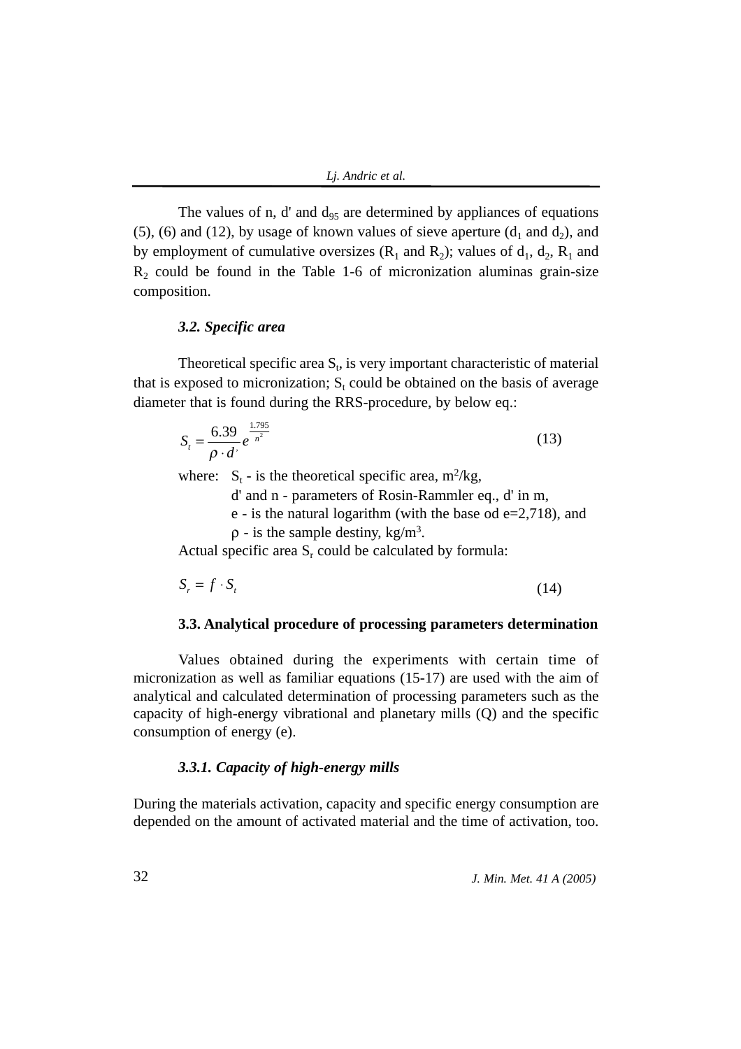The values of n, d' and $d_{95}$ are determined by appliances of equations (5), (6) and (12), by usage of known values of sieve aperture ($d_1$ and $d_2$), and by employment of cumulative oversizes ($R_1$ and $R_2$); values of $d_1$, $d_2$, $R_1$ and $R_2$ could be found in the Table 1-6 of micronization aluminas grain-size composition.

### *3.2. Specific area*

Theoretical specific area $S_t$, is very important characteristic of material that is exposed to micronization; $S_t$ could be obtained on the basis of average diameter that is found during the RRS-procedure, by below eq.:

$$S_t = \frac{6.39}{\rho \cdot d'} e^{\frac{1.795}{n^2}} \tag{13}$$

where: $S_t$ - is the theoretical specific area, $m^2/kg$,
d' and n - parameters of Rosin-Rammler eq., d' in m,
e - is the natural logarithm (with the base od e=2,718), and
$\rho$ - is the sample destiny, $kg/m^3$.

Actual specific area $S_r$ could be calculated by formula:

$$S_r = f \cdot S_t \tag{14}$$

### 3.3. Analytical procedure of processing parameters determination

Values obtained during the experiments with certain time of micronization as well as familiar equations (15-17) are used with the aim of analytical and calculated determination of processing parameters such as the capacity of high-energy vibrational and planetary mills (Q) and the specific consumption of energy (e).

#### *3.3.1. Capacity of high-energy mills*

During the materials activation, capacity and specific energy consumption are depended on the amount of activated material and the time of activation, too.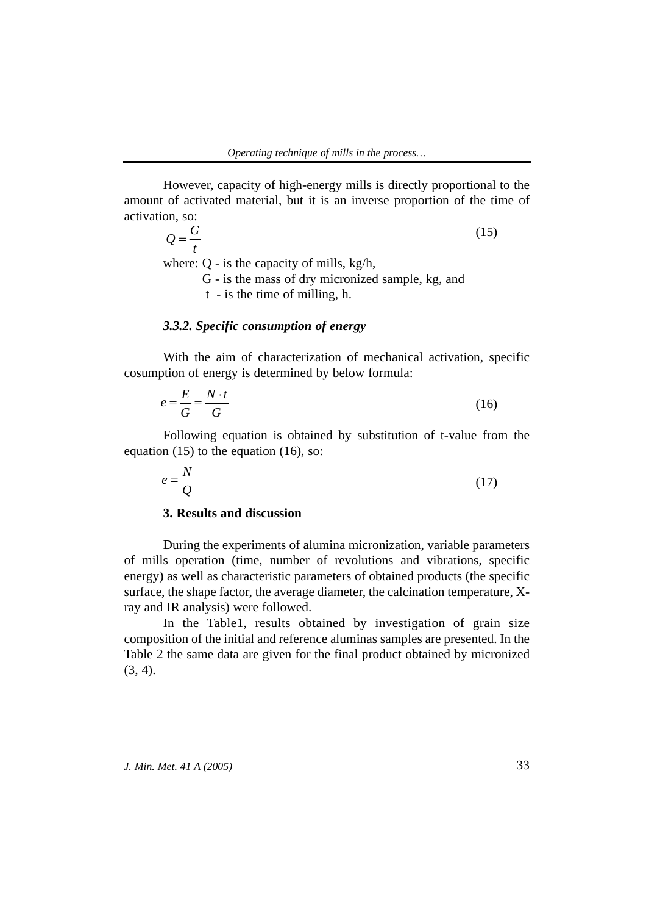However, capacity of high-energy mills is directly proportional to the amount of activated material, but it is an inverse proportion of the time of activation, so:

$$Q = \frac{G}{t} \tag{15}$$

where: Q - is the capacity of mills, kg/h,

G - is the mass of dry micronized sample, kg, and

t - is the time of milling, h.

### *3.3.2. Specific consumption of energy*

With the aim of characterization of mechanical activation, specific cosumption of energy is determined by below formula:

$$e = \frac{E}{G} = \frac{N \cdot t}{G} \tag{16}$$

Following equation is obtained by substitution of t-value from the equation (15) to the equation (16), so:

$$e = \frac{N}{Q} \tag{17}$$

## 3. Results and discussion

During the experiments of alumina micronization, variable parameters of mills operation (time, number of revolutions and vibrations, specific energy) as well as characteristic parameters of obtained products (the specific surface, the shape factor, the average diameter, the calcination temperature, X-ray and IR analysis) were followed.

In the Table1, results obtained by investigation of grain size composition of the initial and reference aluminas samples are presented. In the Table 2 the same data are given for the final product obtained by micronized (3, 4).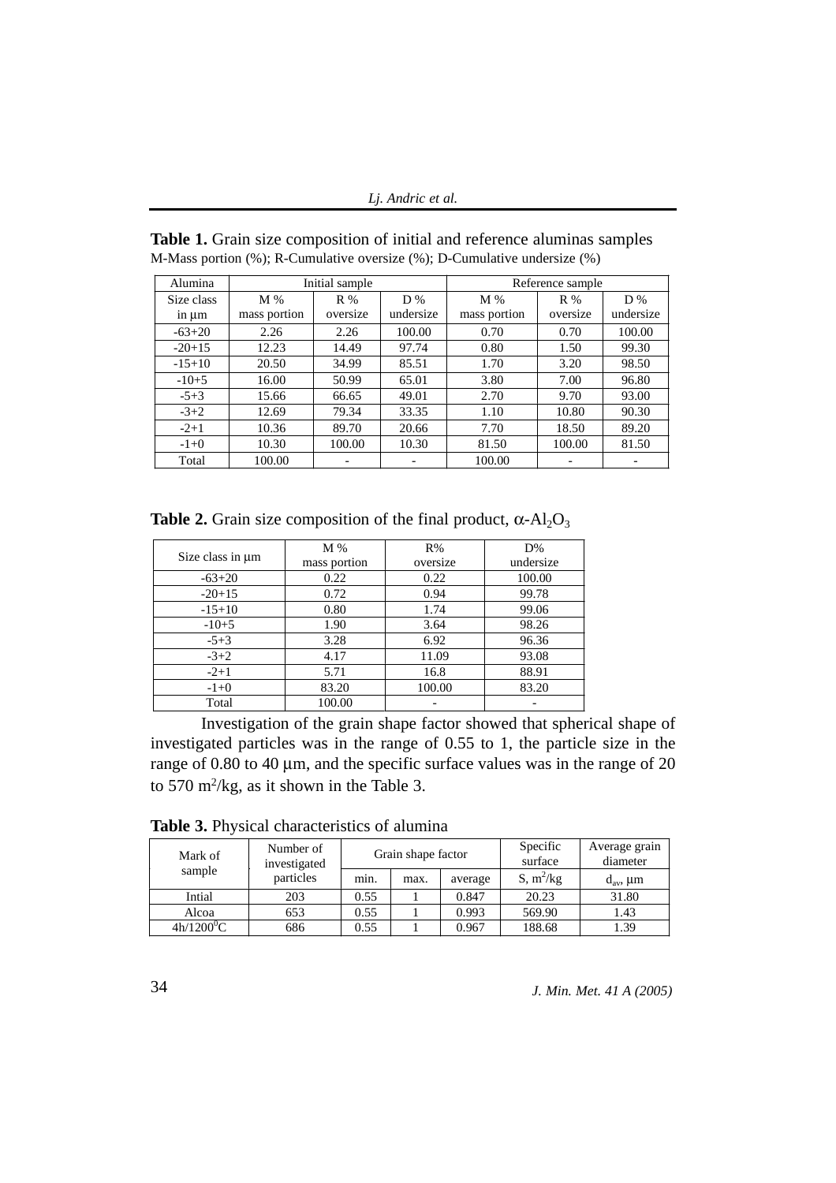**Table 1.** Grain size composition of initial and reference aluminas samples
M-Mass portion (%); R-Cumulative oversize (%); D-Cumulative undersize (%)

| Alumina | Initial sample | | | Reference sample | | |
|---|---|---|---|---|---|---|
| Size class in μm | M % mass portion | R % oversize | D % undersize | M % mass portion | R % oversize | D % undersize |
| -63+20 | 2.26 | 2.26 | 100.00 | 0.70 | 0.70 | 100.00 |
| -20+15 | 12.23 | 14.49 | 97.74 | 0.80 | 1.50 | 99.30 |
| -15+10 | 20.50 | 34.99 | 85.51 | 1.70 | 3.20 | 98.50 |
| -10+5 | 16.00 | 50.99 | 65.01 | 3.80 | 7.00 | 96.80 |
| -5+3 | 15.66 | 66.65 | 49.01 | 2.70 | 9.70 | 93.00 |
| -3+2 | 12.69 | 79.34 | 33.35 | 1.10 | 10.80 | 90.30 |
| -2+1 | 10.36 | 89.70 | 20.66 | 7.70 | 18.50 | 89.20 |
| -1+0 | 10.30 | 100.00 | 10.30 | 81.50 | 100.00 | 81.50 |
| Total | 100.00 | - | - | 100.00 | - | - |

**Table 2.** Grain size composition of the final product, $\alpha$-$Al_2O_3$

| Size class in μm | M % mass portion | R% oversize | D% undersize |
|---|---|---|---|
| -63+20 | 0.22 | 0.22 | 100.00 |
| -20+15 | 0.72 | 0.94 | 99.78 |
| -15+10 | 0.80 | 1.74 | 99.06 |
| -10+5 | 1.90 | 3.64 | 98.26 |
| -5+3 | 3.28 | 6.92 | 96.36 |
| -3+2 | 4.17 | 11.09 | 93.08 |
| -2+1 | 5.71 | 16.8 | 88.91 |
| -1+0 | 83.20 | 100.00 | 83.20 |
| Total | 100.00 | - | - |

Investigation of the grain shape factor showed that spherical shape of investigated particles was in the range of 0.55 to 1, the particle size in the range of 0.80 to 40 μm, and the specific surface values was in the range of 20 to 570 $m^2$/kg, as it shown in the Table 3.

**Table 3.** Physical characteristics of alumina

| Mark of sample | Number of investigated particles | Grain shape factor | | | Specific surface | Average grain diameter |
|---|---|---|---|---|---|---|
| | | min. | max. | average | S, $m^2$/kg | $d_{av}$, μm |
| Intial | 203 | 0.55 | 1 | 0.847 | 20.23 | 31.80 |
| Alcoa | 653 | 0.55 | 1 | 0.993 | 569.90 | 1.43 |
| 4h/1200$^0$C | 686 | 0.55 | 1 | 0.967 | 188.68 | 1.39 |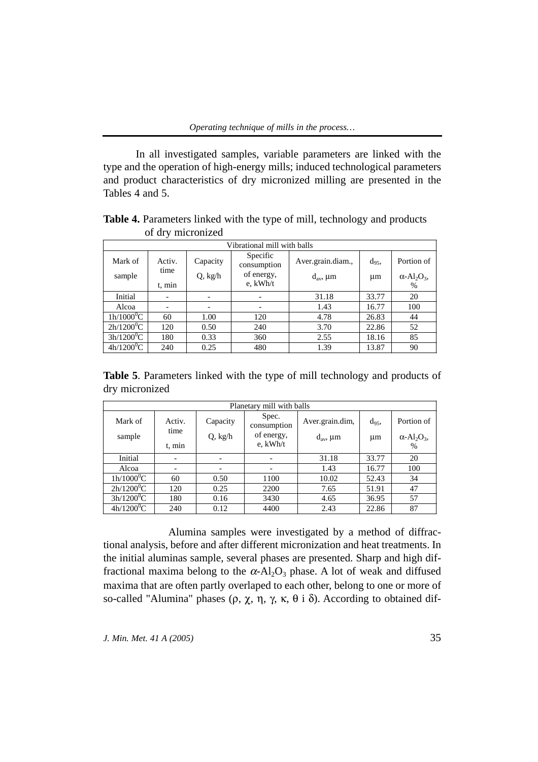In all investigated samples, variable parameters are linked with the type and the operation of high-energy mills; induced technological parameters and product characteristics of dry micronized milling are presented in the Tables 4 and 5.

**Table 4.** Parameters linked with the type of mill, technology and products of dry micronized

| Vibrational mill with balls | | | | | | |
|---|---|---|---|---|---|---|
| Mark of sample | Activ. time t, min | Capacity Q, kg/h | Specific consumption of energy, e, kWh/t | Aver.grain.diam., $d_{av}$, μm | $d_{95}$, μm | Portion of $\alpha$-$Al_2O_3$, % |
| Initial | - | - | - | 31.18 | 33.77 | 20 |
| Alcoa | - | - | - | 1.43 | 16.77 | 100 |
| 1h/1000$^0$C | 60 | 1.00 | 120 | 4.78 | 26.83 | 44 |
| 2h/1200$^0$C | 120 | 0.50 | 240 | 3.70 | 22.86 | 52 |
| 3h/1200$^0$C | 180 | 0.33 | 360 | 2.55 | 18.16 | 85 |
| 4h/1200$^0$C | 240 | 0.25 | 480 | 1.39 | 13.87 | 90 |

**Table 5**. Parameters linked with the type of mill technology and products of dry micronized

| Planetary mill with balls | | | | | | |
|---|---|---|---|---|---|---|
| Mark of sample | Activ. time t, min | Capacity Q, kg/h | Spec. consumption of energy, e, kWh/t | Aver.grain.dim, $d_{av}$, μm | $d_{95}$, μm | Portion of $\alpha$-$Al_2O_3$, % |
| Initial | - | - | - | 31.18 | 33.77 | 20 |
| Alcoa | - | - | - | 1.43 | 16.77 | 100 |
| 1h/1000$^0$C | 60 | 0.50 | 1100 | 10.02 | 52.43 | 34 |
| 2h/1200$^0$C | 120 | 0.25 | 2200 | 7.65 | 51.91 | 47 |
| 3h/1200$^0$C | 180 | 0.16 | 3430 | 4.65 | 36.95 | 57 |
| 4h/1200$^0$C | 240 | 0.12 | 4400 | 2.43 | 22.86 | 87 |

Alumina samples were investigated by a method of diffractional analysis, before and after different micronization and heat treatments. In the initial aluminas sample, several phases are presented. Sharp and high diffractional maxima belong to the $\alpha$-$Al_2O_3$ phase. A lot of weak and diffused maxima that are often partly overlaped to each other, belong to one or more of so-called "Alumina" phases ($\rho$, $\chi$, $\eta$, $\gamma$, $\kappa$, $\theta$ i $\delta$). According to obtained dif-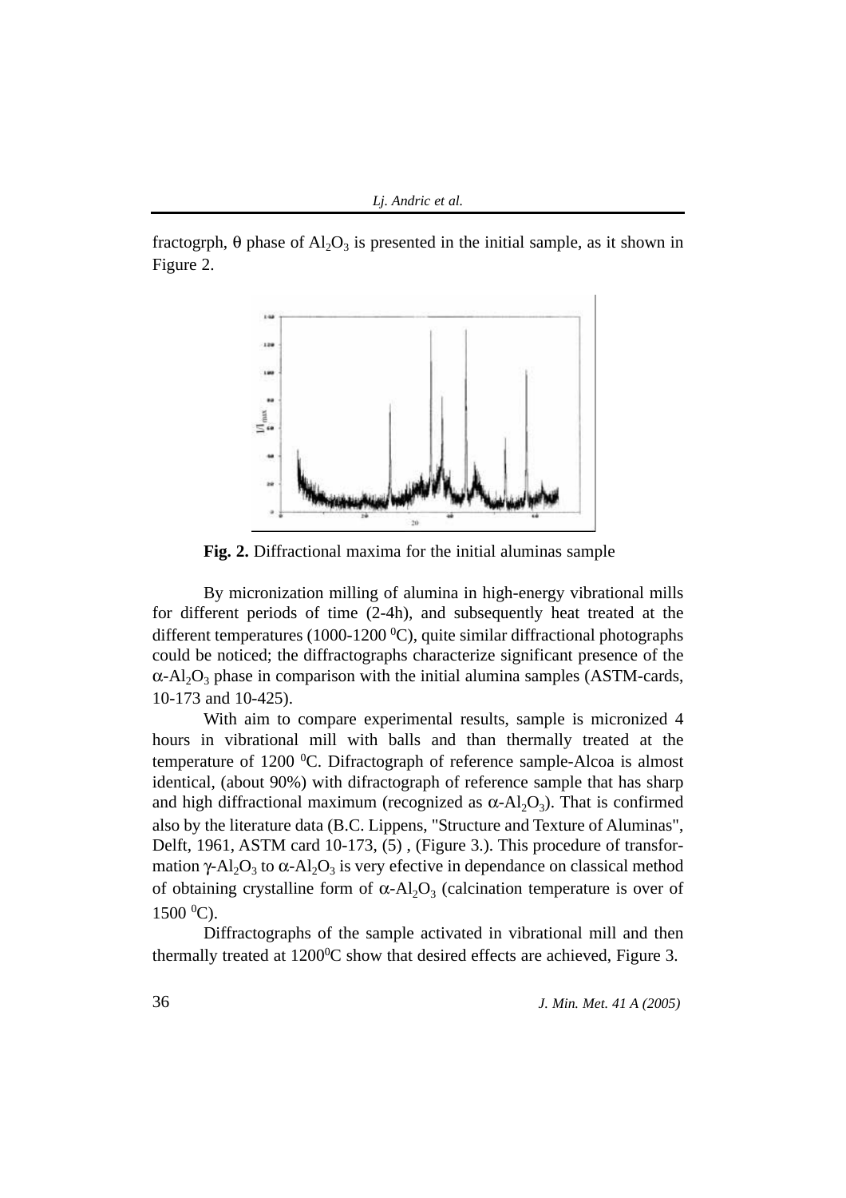fractogrph, θ phase of $Al_2O_3$ is presented in the initial sample, as it shown in Figure 2.

**Fig. 2.** Diffractional maxima for the initial aluminas sample

By micronization milling of alumina in high-energy vibrational mills for different periods of time (2-4h), and subsequently heat treated at the different temperatures (1000-1200 $^0$C), quite similar diffractional photographs could be noticed; the diffractographs characterize significant presence of the $\alpha$-$Al_2O_3$ phase in comparison with the initial alumina samples (ASTM-cards, 10-173 and 10-425).

With aim to compare experimental results, sample is micronized 4 hours in vibrational mill with balls and than thermally treated at the temperature of 1200 $^0$C. Difractograph of reference sample-Alcoa is almost identical, (about 90%) with difractograph of reference sample that has sharp and high diffractional maximum (recognized as $\alpha$-$Al_2O_3$). That is confirmed also by the literature data (B.C. Lippens, "Structure and Texture of Aluminas", Delft, 1961, ASTM card 10-173, (5) , (Figure 3.). This procedure of transformation $\gamma$-$Al_2O_3$ to $\alpha$-$Al_2O_3$ is very efective in dependance on classical method of obtaining crystalline form of $\alpha$-$Al_2O_3$ (calcination temperature is over of 1500 $^0$C).

Diffractographs of the sample activated in vibrational mill and then thermally treated at 1200$^0$C show that desired effects are achieved, Figure 3.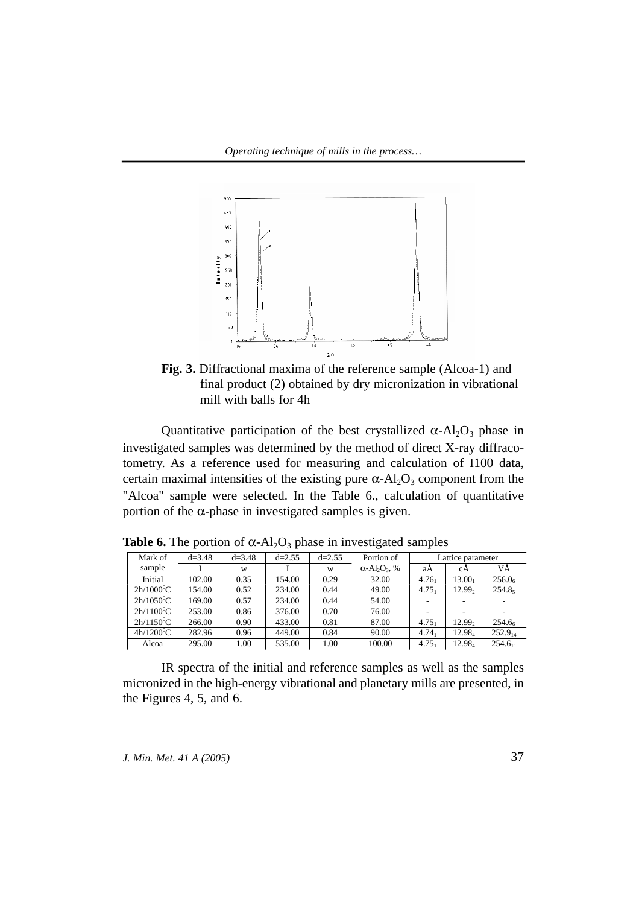**Fig. 3.** Diffractional maxima of the reference sample (Alcoa-1) and final product (2) obtained by dry micronization in vibrational mill with balls for 4h

Quantitative participation of the best crystallized $\alpha$-$Al_2O_3$ phase in investigated samples was determined by the method of direct X-ray diffracotometry. As a reference used for measuring and calculation of I100 data, certain maximal intensities of the existing pure $\alpha$-$Al_2O_3$ component from the "Alcoa" sample were selected. In the Table 6., calculation of quantitative portion of the $\alpha$-phase in investigated samples is given.

**Table 6.** The portion of $\alpha$-$Al_2O_3$ phase in investigated samples

| Mark of sample | d=3.48 | d=3.48 | d=2.55 | d=2.55 | Portion of | Lattice parameter | | |
|---|---|---|---|---|---|---|---|---|
| | I | w | I | w | $\alpha$-$Al_2O_3$, % | aÅ | cÅ | VÅ |
| Initial | 102.00 | 0.35 | 154.00 | 0.29 | 32.00 | $4.76_1$ | $13.00_1$ | $256.0_6$ |
| 2h/1000°C | 154.00 | 0.52 | 234.00 | 0.44 | 49.00 | $4.75_1$ | $12.99_2$ | $254.8_5$ |
| 2h/1050°C | 169.00 | 0.57 | 234.00 | 0.44 | 54.00 | - | - | - |
| 2h/1100°C | 253.00 | 0.86 | 376.00 | 0.70 | 76.00 | - | - | - |
| 2h/1150°C | 266.00 | 0.90 | 433.00 | 0.81 | 87.00 | $4.75_1$ | $12.99_2$ | $254.6_6$ |
| 4h/1200°C | 282.96 | 0.96 | 449.00 | 0.84 | 90.00 | $4.74_1$ | $12.98_4$ | $252.9_{14}$ |
| Alcoa | 295.00 | 1.00 | 535.00 | 1.00 | 100.00 | $4.75_1$ | $12.98_4$ | $254.6_{11}$ |

IR spectra of the initial and reference samples as well as the samples micronized in the high-energy vibrational and planetary mills are presented, in the Figures 4, 5, and 6.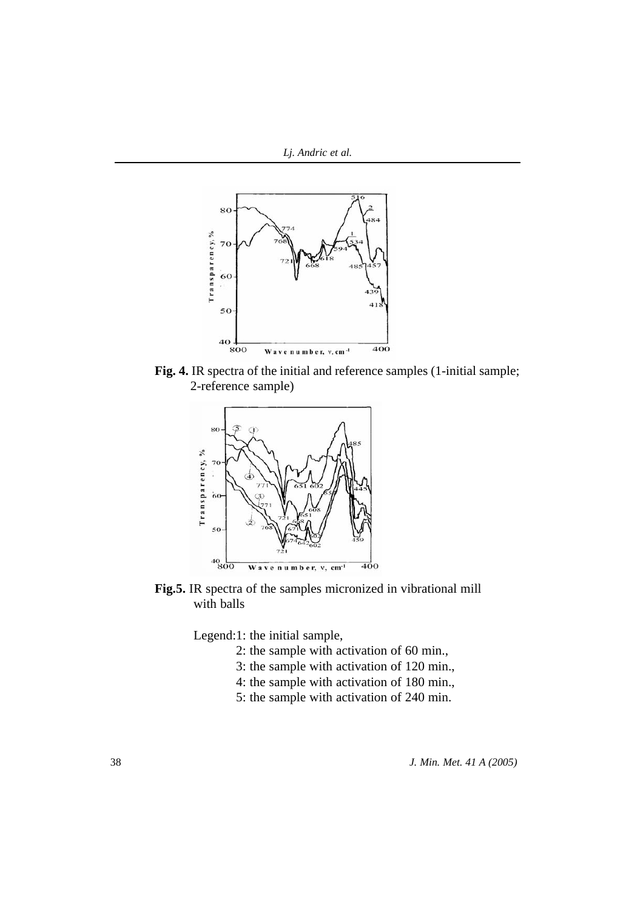**Fig. 4.** IR spectra of the initial and reference samples (1-initial sample; 2-reference sample)

**Fig.5.** IR spectra of the samples micronized in vibrational mill with balls

Legend:1: the initial sample,
- 2: the sample with activation of 60 min.,
- 3: the sample with activation of 120 min.,
- 4: the sample with activation of 180 min.,
- 5: the sample with activation of 240 min.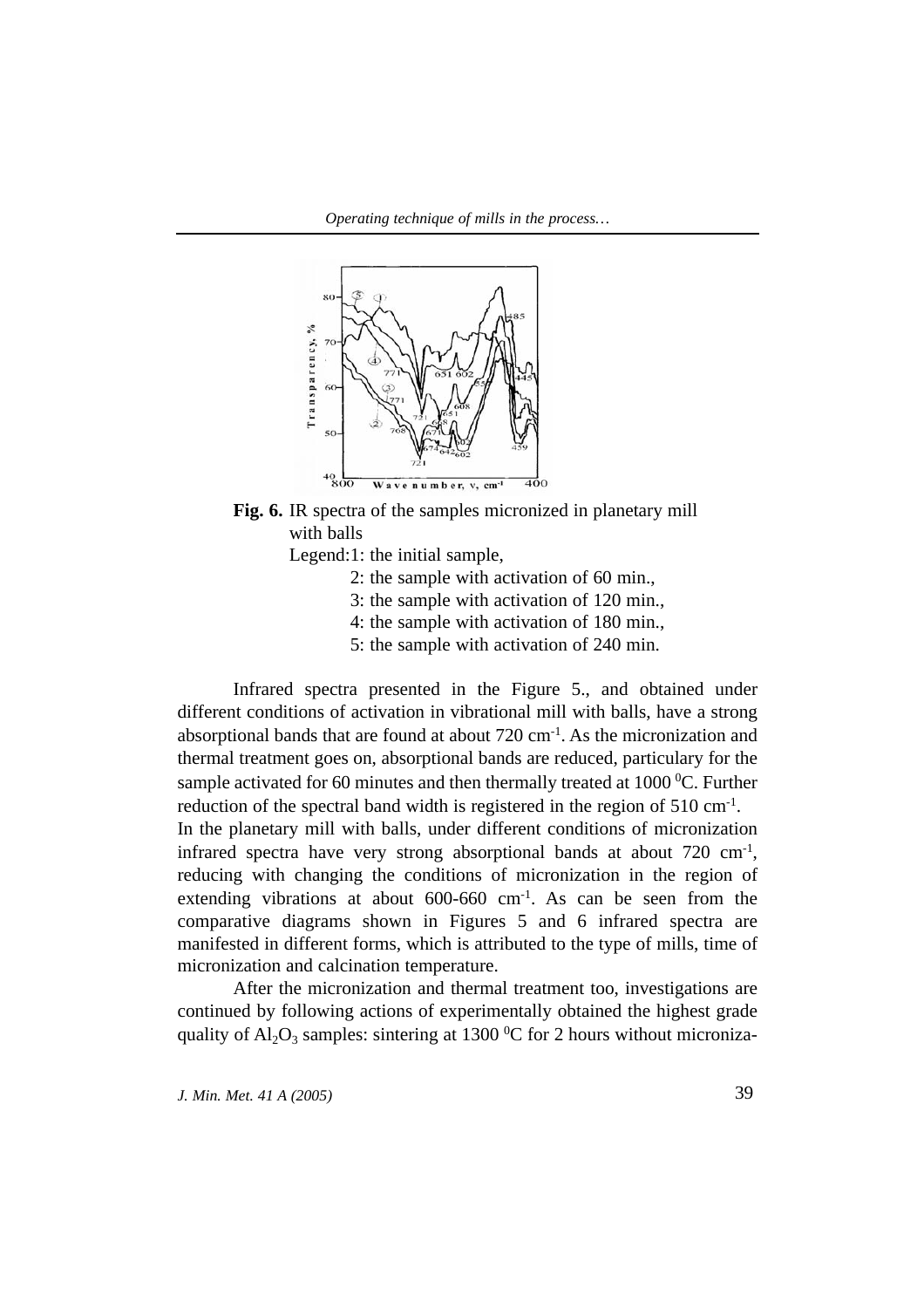**Fig. 6.** IR spectra of the samples micronized in planetary mill with balls

Legend: 1: the initial sample,
2: the sample with activation of 60 min.,
3: the sample with activation of 120 min.,
4: the sample with activation of 180 min.,
5: the sample with activation of 240 min.

Infrared spectra presented in the Figure 5., and obtained under different conditions of activation in vibrational mill with balls, have a strong absorptional bands that are found at about 720 cm$^{-1}$. As the micronization and thermal treatment goes on, absorptional bands are reduced, particulary for the sample activated for 60 minutes and then thermally treated at 1000 $^0$C. Further reduction of the spectral band width is registered in the region of 510 cm$^{-1}$.
In the planetary mill with balls, under different conditions of micronization infrared spectra have very strong absorptional bands at about 720 cm$^{-1}$, reducing with changing the conditions of micronization in the region of extending vibrations at about 600-660 cm$^{-1}$. As can be seen from the comparative diagrams shown in Figures 5 and 6 infrared spectra are manifested in different forms, which is attributed to the type of mills, time of micronization and calcination temperature.

After the micronization and thermal treatment too, investigations are continued by following actions of experimentally obtained the highest grade quality of $Al_2O_3$ samples: sintering at 1300 $^0$C for 2 hours without microniza-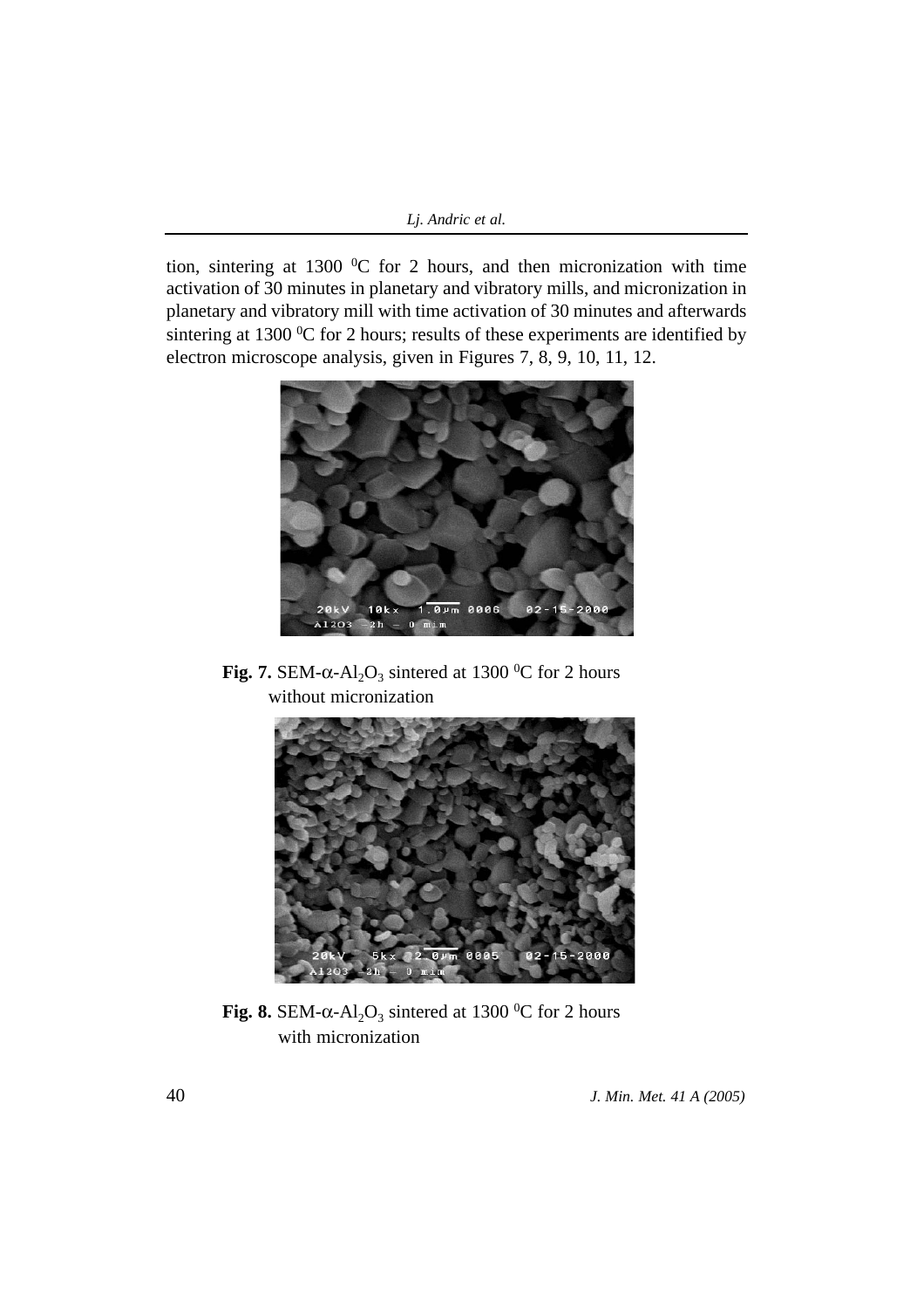tion, sintering at 1300 $^0$C for 2 hours, and then micronization with time activation of 30 minutes in planetary and vibratory mills, and micronization in planetary and vibratory mill with time activation of 30 minutes and afterwards sintering at 1300 $^0$C for 2 hours; results of these experiments are identified by electron microscope analysis, given in Figures 7, 8, 9, 10, 11, 12.

**Fig. 7.** SEM-$\alpha$-$Al_2O_3$ sintered at 1300 $^0$C for 2 hours without micronization

**Fig. 8.** SEM-$\alpha$-$Al_2O_3$ sintered at 1300 $^0$C for 2 hours with micronization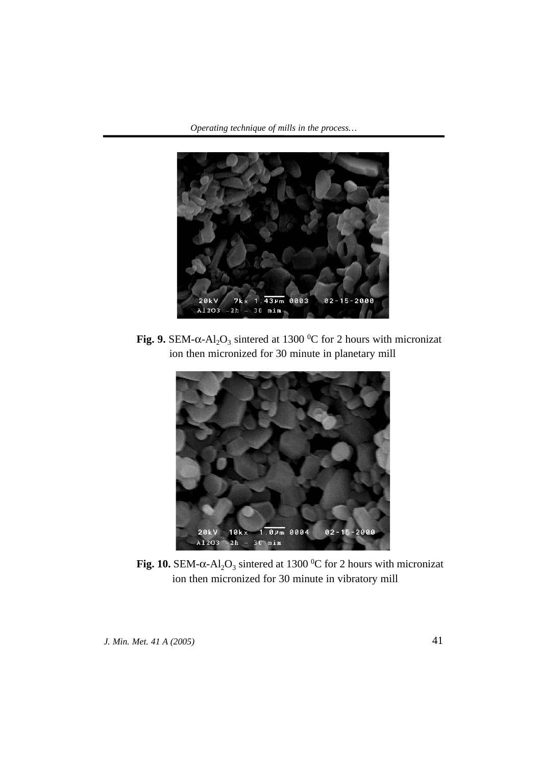**Fig. 9.** SEM-α-$Al_2O_3$ sintered at 1300 $^0$C for 2 hours with micronizat ion then micronized for 30 minute in planetary mill

**Fig. 10.** SEM-α-$Al_2O_3$ sintered at 1300 $^0$C for 2 hours with micronizat ion then micronized for 30 minute in vibratory mill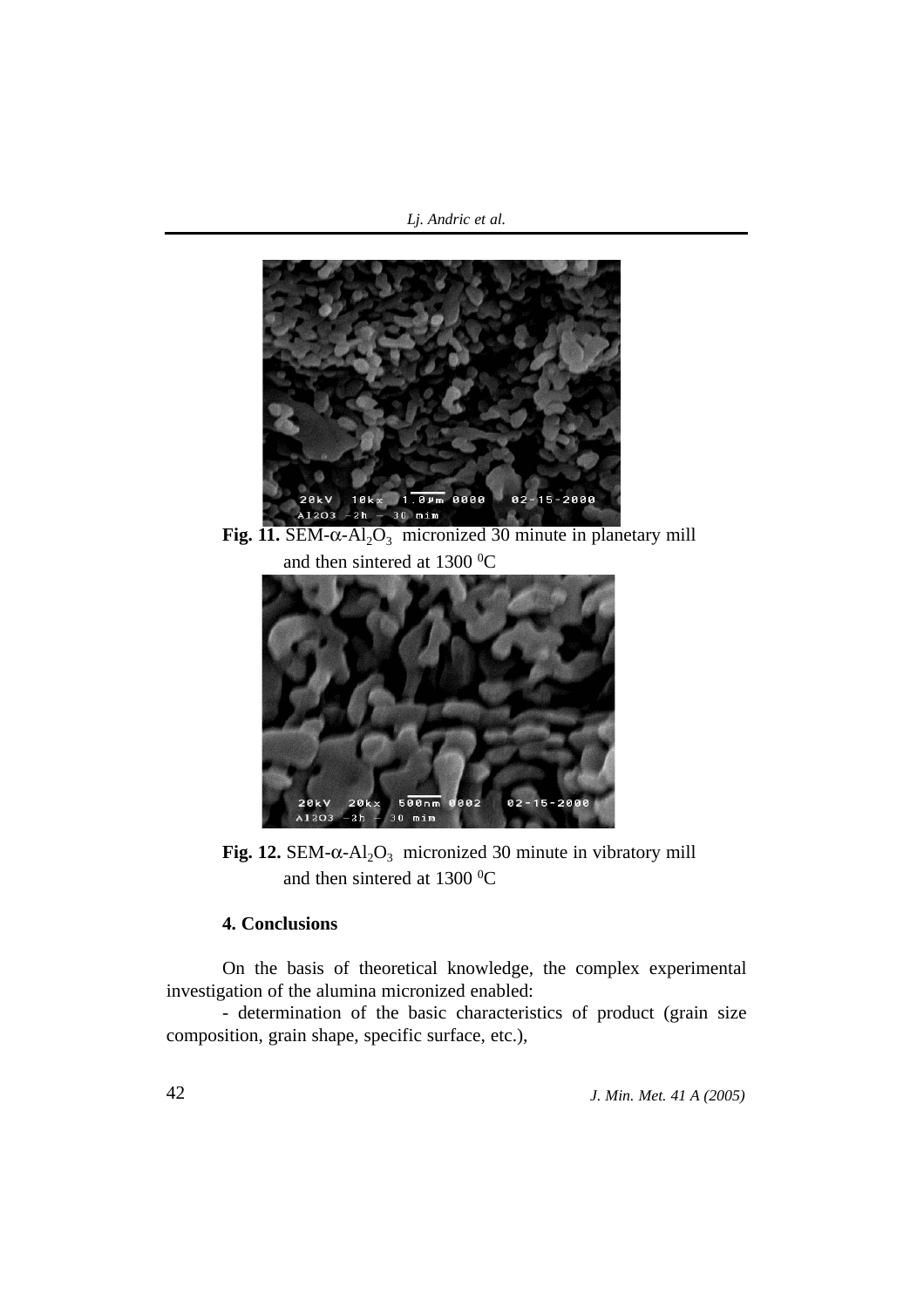**Fig. 11.** SEM-$\alpha$-$Al_2O_3$ micronized 30 minute in planetary mill and then sintered at 1300 $^0$C

**Fig. 12.** SEM-$\alpha$-$Al_2O_3$ micronized 30 minute in vibratory mill and then sintered at 1300 $^0$C

## 4. Conclusions

On the basis of theoretical knowledge, the complex experimental investigation of the alumina micronized enabled:

- determination of the basic characteristics of product (grain size composition, grain shape, specific surface, etc.),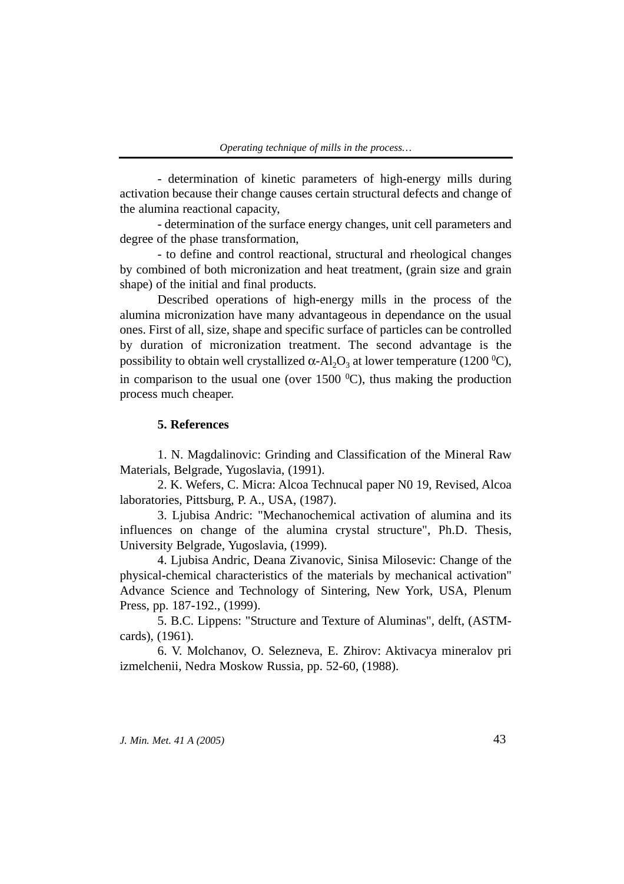- determination of kinetic parameters of high-energy mills during activation because their change causes certain structural defects and change of the alumina reactional capacity,

- determination of the surface energy changes, unit cell parameters and degree of the phase transformation,

- to define and control reactional, structural and rheological changes by combined of both micronization and heat treatment, (grain size and grain shape) of the initial and final products.

Described operations of high-energy mills in the process of the alumina micronization have many advantageous in dependance on the usual ones. First of all, size, shape and specific surface of particles can be controlled by duration of micronization treatment. The second advantage is the possibility to obtain well crystallized $\alpha$-$Al_2O_3$ at lower temperature (1200 $^0$C), in comparison to the usual one (over 1500 $^0$C), thus making the production process much cheaper.

## 5. References

1. N. Magdalinovic: Grinding and Classification of the Mineral Raw Materials, Belgrade, Yugoslavia, (1991).
2. K. Wefers, C. Micra: Alcoa Technucal paper N0 19, Revised, Alcoa laboratories, Pittsburg, P. A., USA, (1987).
3. Ljubisa Andric: "Mechanochemical activation of alumina and its influences on change of the alumina crystal structure", Ph.D. Thesis, University Belgrade, Yugoslavia, (1999).
4. Ljubisa Andric, Deana Zivanovic, Sinisa Milosevic: Change of the physical-chemical characteristics of the materials by mechanical activation" Advance Science and Technology of Sintering, New York, USA, Plenum Press, pp. 187-192., (1999).
5. B.C. Lippens: "Structure and Texture of Aluminas", delft, (ASTM-cards), (1961).
6. V. Molchanov, O. Selezneva, E. Zhirov: Aktivacya mineralov pri izmelchenii, Nedra Moskow Russia, pp. 52-60, (1988).